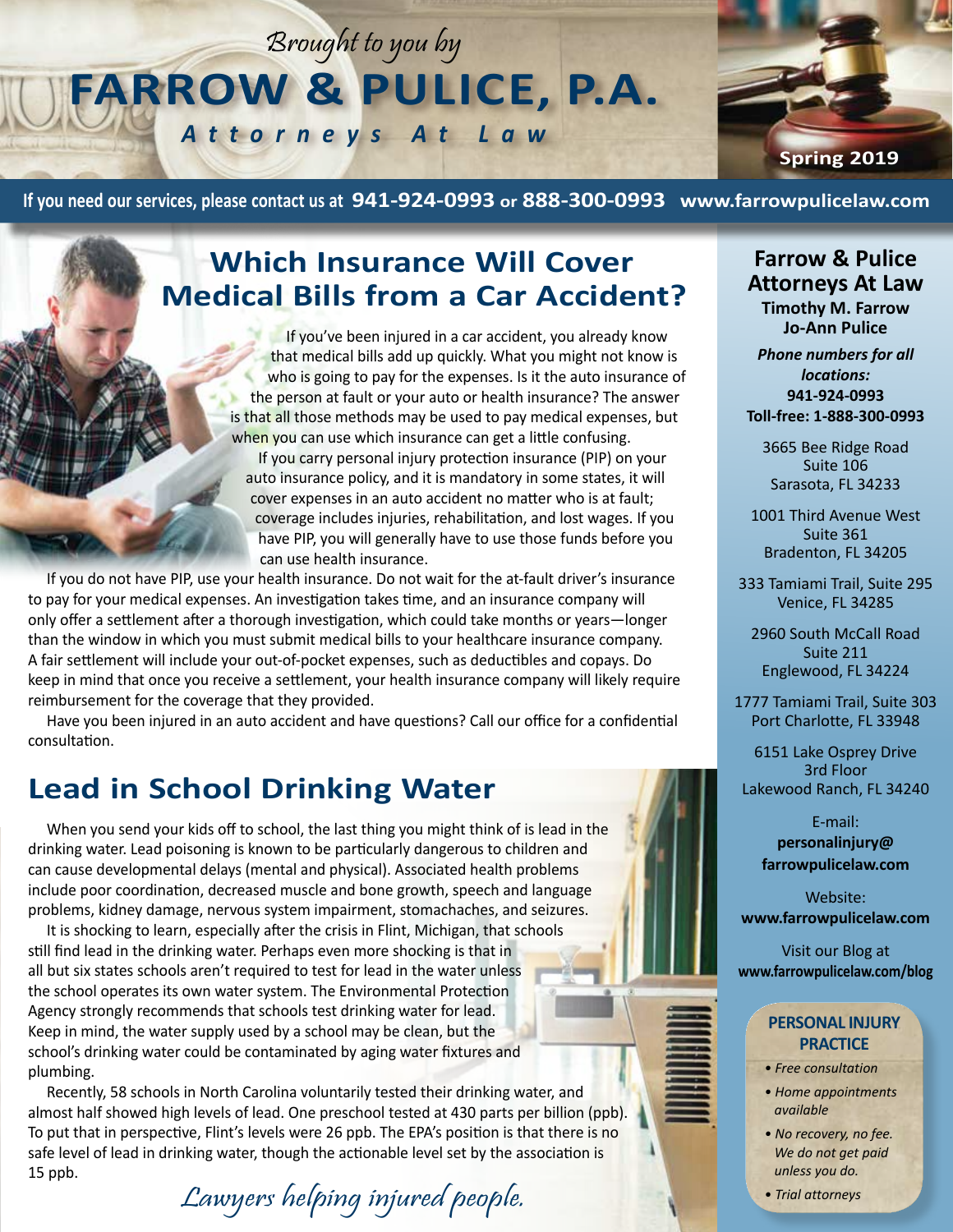*Brought to you by*

# FARROW & PULICE, P.A.

*Attorneys At Law*

Spring 2019

If you need our services, please contact us at **941-924-0993** or **888-300-0993** **www.farrowpulicelaw.com**

## Which Insurance Will Cover Medical Bills from a Car Accident?

If you've been injured in a car accident, you already know that medical bills add up quickly. What you might not know is who is going to pay for the expenses. Is it the auto insurance of the person at fault or your auto or health insurance? The answer is that all those methods may be used to pay medical expenses, but when you can use which insurance can get a little confusing.

If you carry personal injury protection insurance (PIP) on your auto insurance policy, and it is mandatory in some states, it will cover expenses in an auto accident no matter who is at fault; coverage includes injuries, rehabilitation, and lost wages. If you have PIP, you will generally have to use those funds before you can use health insurance.

If you do not have PIP, use your health insurance. Do not wait for the at-fault driver's insurance to pay for your medical expenses. An investigation takes time, and an insurance company will only offer a settlement after a thorough investigation, which could take months or years—longer than the window in which you must submit medical bills to your healthcare insurance company. A fair settlement will include your out-of-pocket expenses, such as deductibles and copays. Do keep in mind that once you receive a settlement, your health insurance company will likely require reimbursement for the coverage that they provided.

Have you been injured in an auto accident and have questions? Call our office for a confidential consultation.

## Lead in School Drinking Water

When you send your kids off to school, the last thing you might think of is lead in the drinking water. Lead poisoning is known to be particularly dangerous to children and can cause developmental delays (mental and physical). Associated health problems include poor coordination, decreased muscle and bone growth, speech and language problems, kidney damage, nervous system impairment, stomachaches, and seizures.

It is shocking to learn, especially after the crisis in Flint, Michigan, that schools still find lead in the drinking water. Perhaps even more shocking is that in all but six states schools aren't required to test for lead in the water unless the school operates its own water system. The Environmental Protection Agency strongly recommends that schools test drinking water for lead. Keep in mind, the water supply used by a school may be clean, but the school's drinking water could be contaminated by aging water fixtures and plumbing.

Recently, 58 schools in North Carolina voluntarily tested their drinking water, and almost half showed high levels of lead. One preschool tested at 430 parts per billion (ppb). To put that in perspective, Flint's levels were 26 ppb. The EPA's position is that there is no safe level of lead in drinking water, though the actionable level set by the association is 15 ppb.

*Lawyers helping injured people.*

### Farrow & Pulice Attorneys At Law

**Timothy M. Farrow**
**Jo-Ann Pulice**

***Phone numbers for all locations:***
**941-924-0993**
**Toll-free: 1-888-300-0993**

3665 Bee Ridge Road
Suite 106
Sarasota, FL 34233

1001 Third Avenue West
Suite 361
Bradenton, FL 34205

333 Tamiami Trail, Suite 295
Venice, FL 34285

2960 South McCall Road
Suite 211
Englewood, FL 34224

1777 Tamiami Trail, Suite 303
Port Charlotte, FL 33948

6151 Lake Osprey Drive
3rd Floor
Lakewood Ranch, FL 34240

E-mail:
**personalinjury@farrowpulicelaw.com**

Website:
**www.farrowpulicelaw.com**

Visit our Blog at
**www.farrowpulicelaw.com/blog**

**PERSONAL INJURY PRACTICE**

- *Free consultation*
- *Home appointments available*
- *No recovery, no fee. We do not get paid unless you do.*
- *Trial attorneys*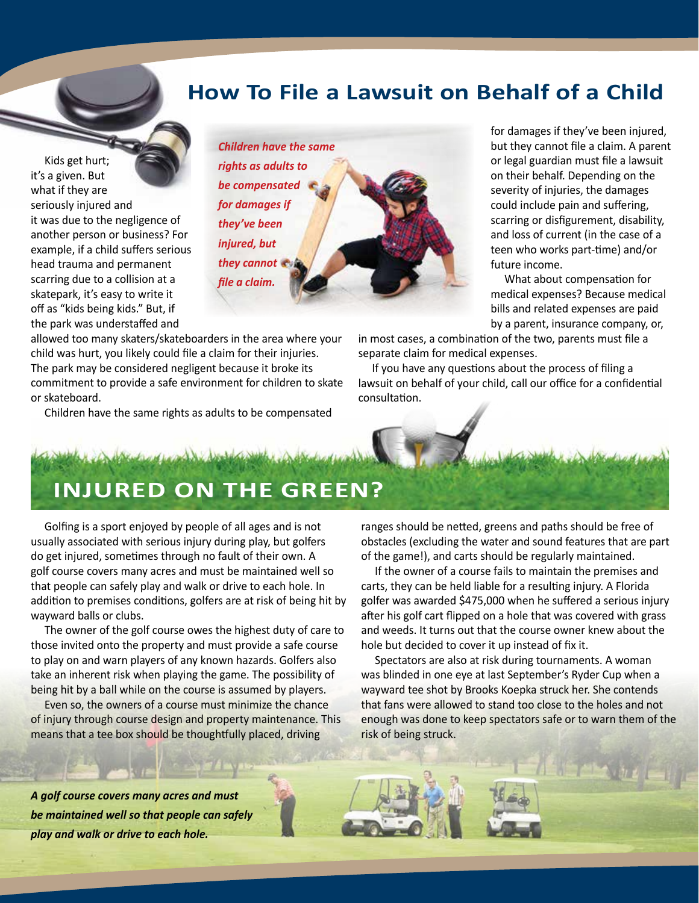## How To File a Lawsuit on Behalf of a Child

Kids get hurt; it's a given. But what if they are seriously injured and it was due to the negligence of another person or business? For example, if a child suffers serious head trauma and permanent scarring due to a collision at a skatepark, it's easy to write it off as "kids being kids." But, if the park was understaffed and allowed too many skaters/skateboarders in the area where your child was hurt, you likely could file a claim for their injuries. The park may be considered negligent because it broke its commitment to provide a safe environment for children to skate or skateboard.

*Children have the same rights as adults to be compensated for damages if they've been injured, but they cannot file a claim.*

Children have the same rights as adults to be compensated for damages if they've been injured, but they cannot file a claim. A parent or legal guardian must file a lawsuit on their behalf. Depending on the severity of injuries, the damages could include pain and suffering, scarring or disfigurement, disability, and loss of current (in the case of a teen who works part-time) and/or future income.

What about compensation for medical expenses? Because medical bills and related expenses are paid by a parent, insurance company, or, in most cases, a combination of the two, parents must file a separate claim for medical expenses.

If you have any questions about the process of filing a lawsuit on behalf of your child, call our office for a confidential consultation.

## INJURED ON THE GREEN?

Golfing is a sport enjoyed by people of all ages and is not usually associated with serious injury during play, but golfers do get injured, sometimes through no fault of their own. A golf course covers many acres and must be maintained well so that people can safely play and walk or drive to each hole. In addition to premises conditions, golfers are at risk of being hit by wayward balls or clubs.

The owner of the golf course owes the highest duty of care to those invited onto the property and must provide a safe course to play on and warn players of any known hazards. Golfers also take an inherent risk when playing the game. The possibility of being hit by a ball while on the course is assumed by players.

Even so, the owners of a course must minimize the chance of injury through course design and property maintenance. This means that a tee box should be thoughtfully placed, driving ranges should be netted, greens and paths should be free of obstacles (excluding the water and sound features that are part of the game!), and carts should be regularly maintained.

If the owner of a course fails to maintain the premises and carts, they can be held liable for a resulting injury. A Florida golfer was awarded $475,000 when he suffered a serious injury after his golf cart flipped on a hole that was covered with grass and weeds. It turns out that the course owner knew about the hole but decided to cover it up instead of fix it.

Spectators are also at risk during tournaments. A woman was blinded in one eye at last September's Ryder Cup when a wayward tee shot by Brooks Koepka struck her. She contends that fans were allowed to stand too close to the holes and not enough was done to keep spectators safe or to warn them of the risk of being struck.

*A golf course covers many acres and must be maintained well so that people can safely play and walk or drive to each hole.*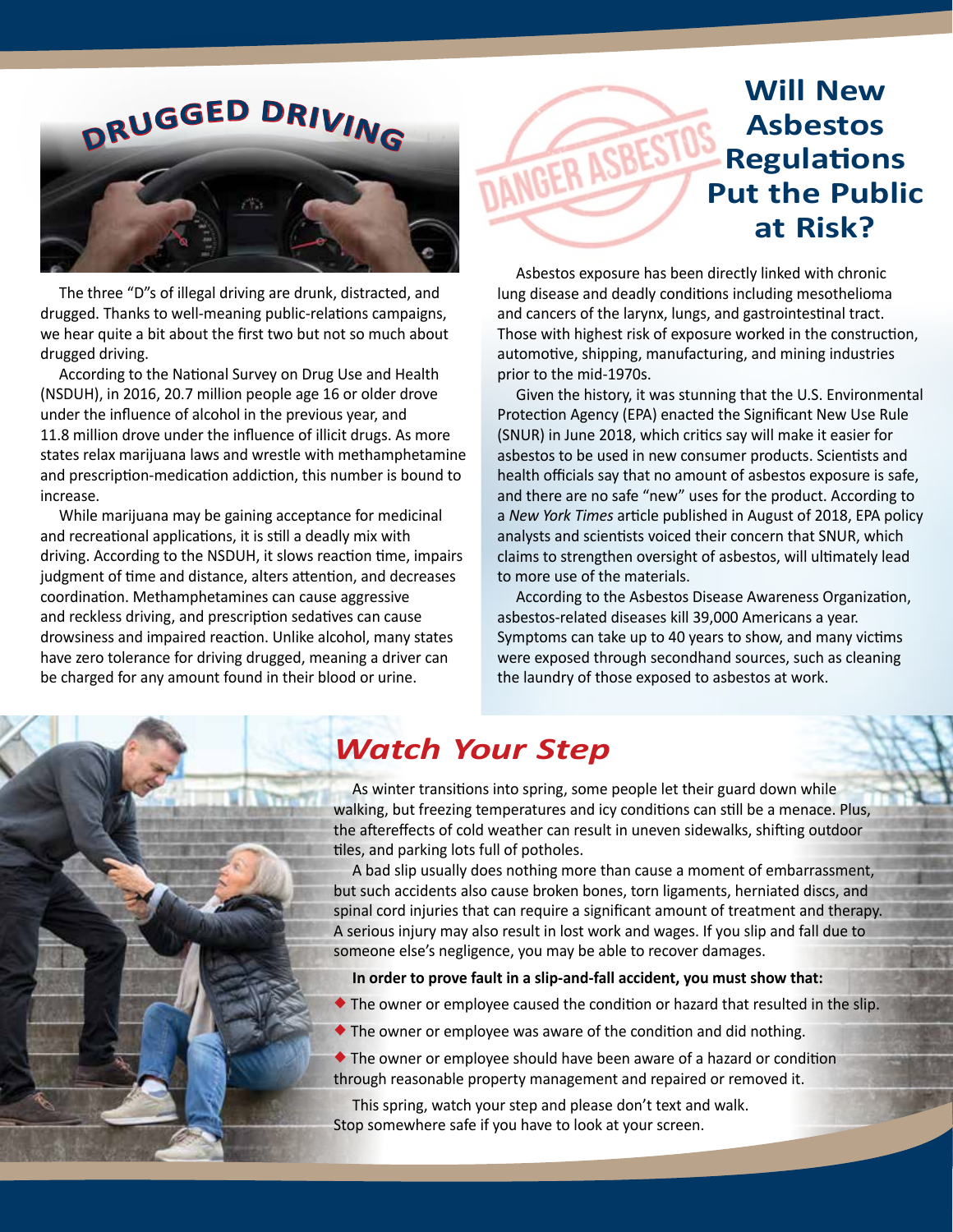# DRUGGED DRIVING

The three "D"s of illegal driving are drunk, distracted, and drugged. Thanks to well-meaning public-relations campaigns, we hear quite a bit about the first two but not so much about drugged driving.

According to the National Survey on Drug Use and Health (NSDUH), in 2016, 20.7 million people age 16 or older drove under the influence of alcohol in the previous year, and 11.8 million drove under the influence of illicit drugs. As more states relax marijuana laws and wrestle with methamphetamine and prescription-medication addiction, this number is bound to increase.

While marijuana may be gaining acceptance for medicinal and recreational applications, it is still a deadly mix with driving. According to the NSDUH, it slows reaction time, impairs judgment of time and distance, alters attention, and decreases coordination. Methamphetamines can cause aggressive and reckless driving, and prescription sedatives can cause drowsiness and impaired reaction. Unlike alcohol, many states have zero tolerance for driving drugged, meaning a driver can be charged for any amount found in their blood or urine.

# Will New Asbestos Regulations Put the Public at Risk?

Asbestos exposure has been directly linked with chronic lung disease and deadly conditions including mesothelioma and cancers of the larynx, lungs, and gastrointestinal tract. Those with highest risk of exposure worked in the construction, automotive, shipping, manufacturing, and mining industries prior to the mid-1970s.

Given the history, it was stunning that the U.S. Environmental Protection Agency (EPA) enacted the Significant New Use Rule (SNUR) in June 2018, which critics say will make it easier for asbestos to be used in new consumer products. Scientists and health officials say that no amount of asbestos exposure is safe, and there are no safe "new" uses for the product. According to a *New York Times* article published in August of 2018, EPA policy analysts and scientists voiced their concern that SNUR, which claims to strengthen oversight of asbestos, will ultimately lead to more use of the materials.

According to the Asbestos Disease Awareness Organization, asbestos-related diseases kill 39,000 Americans a year. Symptoms can take up to 40 years to show, and many victims were exposed through secondhand sources, such as cleaning the laundry of those exposed to asbestos at work.

# *Watch Your Step*

As winter transitions into spring, some people let their guard down while walking, but freezing temperatures and icy conditions can still be a menace. Plus, the aftereffects of cold weather can result in uneven sidewalks, shifting outdoor tiles, and parking lots full of potholes.

A bad slip usually does nothing more than cause a moment of embarrassment, but such accidents also cause broken bones, torn ligaments, herniated discs, and spinal cord injuries that can require a significant amount of treatment and therapy. A serious injury may also result in lost work and wages. If you slip and fall due to someone else's negligence, you may be able to recover damages.

**In order to prove fault in a slip-and-fall accident, you must show that:**

- The owner or employee caused the condition or hazard that resulted in the slip.
- The owner or employee was aware of the condition and did nothing.
- The owner or employee should have been aware of a hazard or condition through reasonable property management and repaired or removed it.

This spring, watch your step and please don't text and walk. Stop somewhere safe if you have to look at your screen.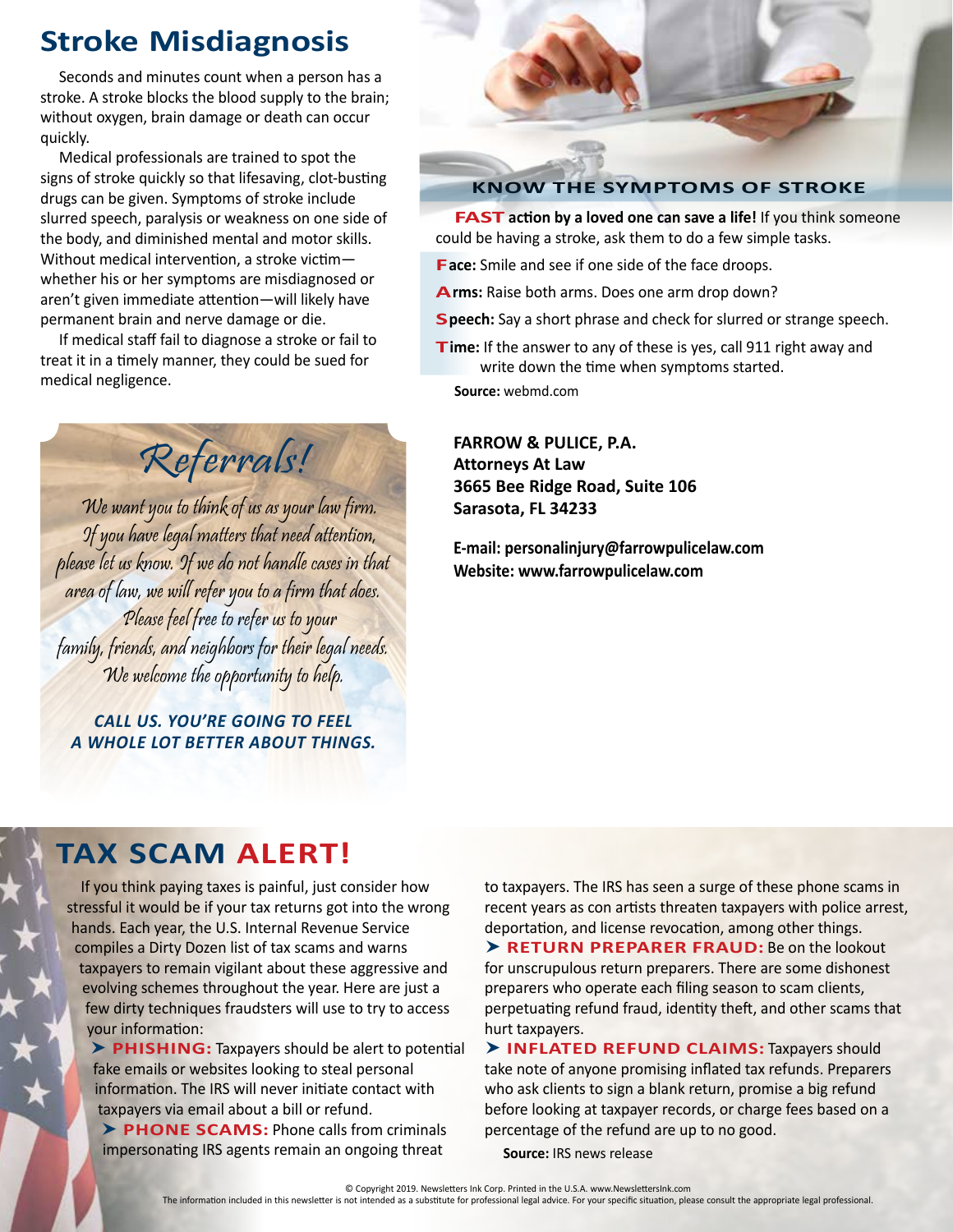## Stroke Misdiagnosis

Seconds and minutes count when a person has a stroke. A stroke blocks the blood supply to the brain; without oxygen, brain damage or death can occur quickly.

Medical professionals are trained to spot the signs of stroke quickly so that lifesaving, clot-busting drugs can be given. Symptoms of stroke include slurred speech, paralysis or weakness on one side of the body, and diminished mental and motor skills. Without medical intervention, a stroke victim—whether his or her symptoms are misdiagnosed or aren't given immediate attention—will likely have permanent brain and nerve damage or die.

If medical staff fail to diagnose a stroke or fail to treat it in a timely manner, they could be sued for medical negligence.

### KNOW THE SYMPTOMS OF STROKE

**FAST action by a loved one can save a life!** If you think someone could be having a stroke, ask them to do a few simple tasks.

**Face:** Smile and see if one side of the face droops.

**Arms:** Raise both arms. Does one arm drop down?

**Speech:** Say a short phrase and check for slurred or strange speech.

**Time:** If the answer to any of these is yes, call 911 right away and write down the time when symptoms started.

**Source:** webmd.com

## *Referrals!*

*We want you to think of us as your law firm. If you have legal matters that need attention, please let us know. If we do not handle cases in that area of law, we will refer you to a firm that does. Please feel free to refer us to your family, friends, and neighbors for their legal needs. We welcome the opportunity to help.*

***CALL US. YOU'RE GOING TO FEEL A WHOLE LOT BETTER ABOUT THINGS.***

**FARROW & PULICE, P.A.**
**Attorneys At Law**
**3665 Bee Ridge Road, Suite 106**
**Sarasota, FL 34233**

**E-mail: personalinjury@farrowpulicelaw.com**
**Website: www.farrowpulicelaw.com**

## TAX SCAM ALERT!

If you think paying taxes is painful, just consider how stressful it would be if your tax returns got into the wrong hands. Each year, the U.S. Internal Revenue Service compiles a Dirty Dozen list of tax scams and warns taxpayers to remain vigilant about these aggressive and evolving schemes throughout the year. Here are just a few dirty techniques fraudsters will use to try to access your information:

- **PHISHING:** Taxpayers should be alert to potential fake emails or websites looking to steal personal information. The IRS will never initiate contact with taxpayers via email about a bill or refund.
- **PHONE SCAMS:** Phone calls from criminals impersonating IRS agents remain an ongoing threat to taxpayers. The IRS has seen a surge of these phone scams in recent years as con artists threaten taxpayers with police arrest, deportation, and license revocation, among other things.
- **RETURN PREPARER FRAUD:** Be on the lookout for unscrupulous return preparers. There are some dishonest preparers who operate each filing season to scam clients, perpetuating refund fraud, identity theft, and other scams that hurt taxpayers.
- **INFLATED REFUND CLAIMS:** Taxpayers should take note of anyone promising inflated tax refunds. Preparers who ask clients to sign a blank return, promise a big refund before looking at taxpayer records, or charge fees based on a percentage of the refund are up to no good.

**Source:** IRS news release

© Copyright 2019. Newsletters Ink Corp. Printed in the U.S.A. www.NewslettersInk.com
The information included in this newsletter is not intended as a substitute for professional legal advice. For your specific situation, please consult the appropriate legal professional.